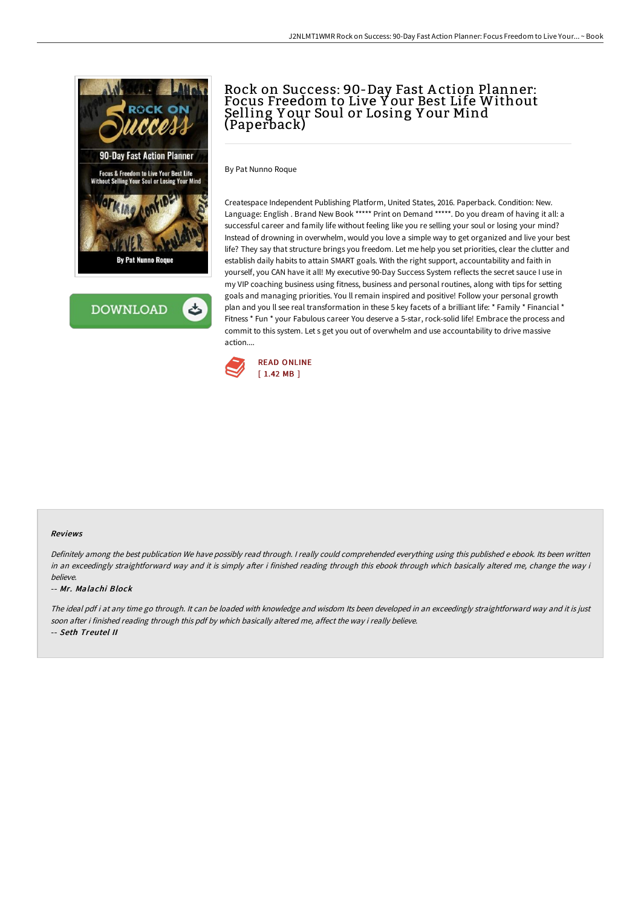# Rock on Success: 90-Day Fast Action Planner: Focus Freedom to Live Your Best Life Without Selling Your Soul or Losing Your Mind (Paperback)

By Pat Nunno Roque

Createspace Independent Publishing Platform, United States, 2016. Paperback. Condition: New. Language: English . Brand New Book ***** Print on Demand *****. Do you dream of having it all: a successful career and family life without feeling like you re selling your soul or losing your mind? Instead of drowning in overwhelm, would you love a simple way to get organized and live your best life? They say that structure brings you freedom. Let me help you set priorities, clear the clutter and establish daily habits to attain SMART goals. With the right support, accountability and faith in yourself, you CAN have it all! My executive 90-Day Success System reflects the secret sauce I use in my VIP coaching business using fitness, business and personal routines, along with tips for setting goals and managing priorities. You ll remain inspired and positive! Follow your personal growth plan and you ll see real transformation in these 5 key facets of a brilliant life: * Family * Financial * Fitness * Fun * your Fabulous career You deserve a 5-star, rock-solid life! Embrace the process and commit to this system. Let s get you out of overwhelm and use accountability to drive massive action....

READ ONLINE
[ 1.42 MB ]

#### Reviews

*Definitely among the best publication We have possibly read through. I really could comprehended everything using this published e ebook. Its been written in an exceedingly straightforward way and it is simply after i finished reading through this ebook through which basically altered me, change the way i believe.*

-- *Mr. Malachi Block*

*The ideal pdf i at any time go through. It can be loaded with knowledge and wisdom Its been developed in an exceedingly straightforward way and it is just soon after i finished reading through this pdf by which basically altered me, affect the way i really believe.*

-- *Seth Treutel II*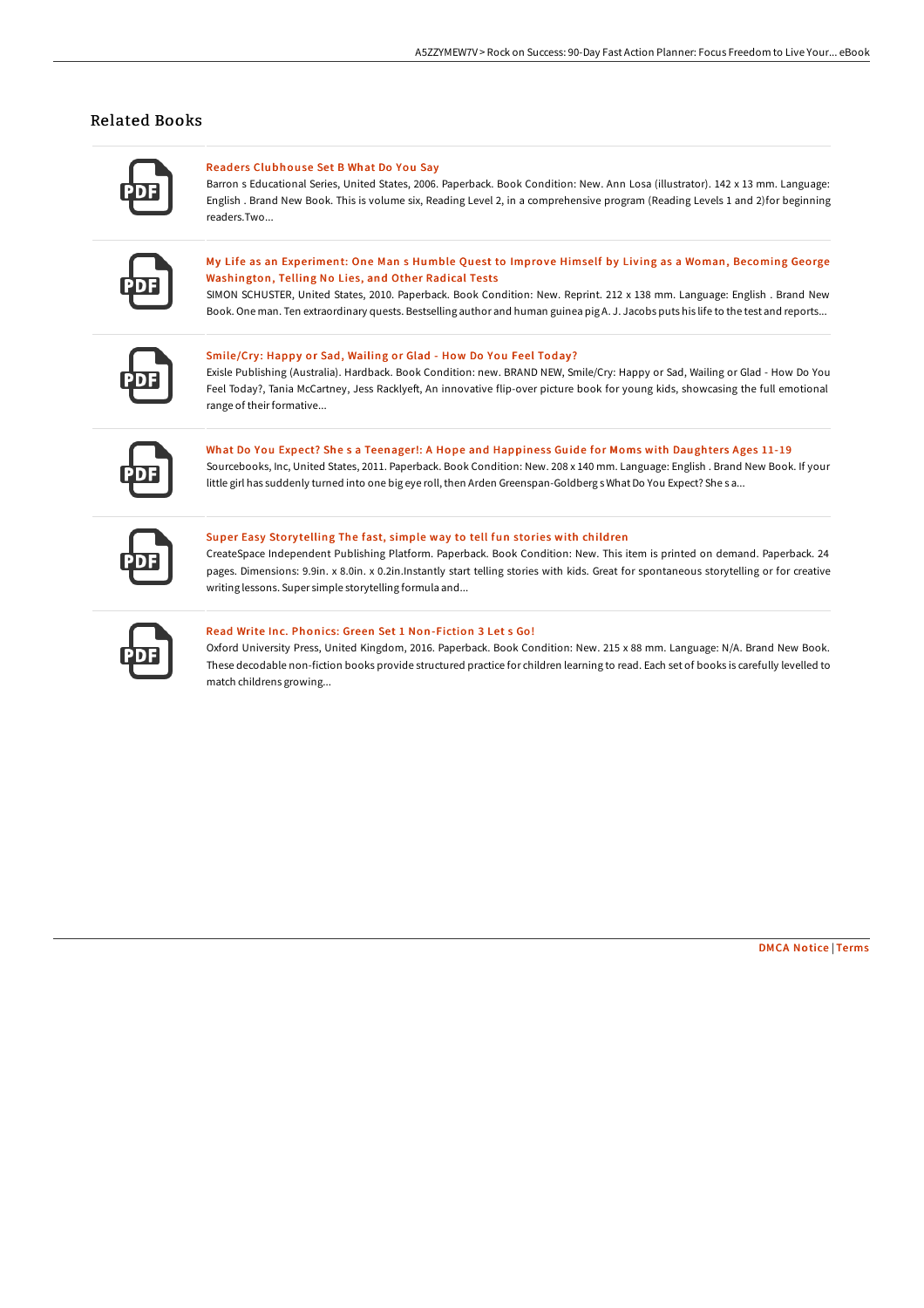## Related Books

### Readers Clubhouse Set B What Do You Say

Barron s Educational Series, United States, 2006. Paperback. Book Condition: New. Ann Losa (illustrator). 142 x 13 mm. Language: English . Brand New Book. This is volume six, Reading Level 2, in a comprehensive program (Reading Levels 1 and 2)for beginning readers.Two...

### My Life as an Experiment: One Man s Humble Quest to Improve Himself by Living as a Woman, Becoming George Washington, Telling No Lies, and Other Radical Tests

SIMON SCHUSTER, United States, 2010. Paperback. Book Condition: New. Reprint. 212 x 138 mm. Language: English . Brand New Book. One man. Ten extraordinary quests. Bestselling author and human guinea pig A. J. Jacobs puts his life to the test and reports...

### Smile/Cry: Happy or Sad, Wailing or Glad - How Do You Feel Today?

Exisle Publishing (Australia). Hardback. Book Condition: new. BRAND NEW, Smile/Cry: Happy or Sad, Wailing or Glad - How Do You Feel Today?, Tania McCartney, Jess Racklyeft, An innovative flip-over picture book for young kids, showcasing the full emotional range of their formative...

### What Do You Expect? She s a Teenager!: A Hope and Happiness Guide for Moms with Daughters Ages 11-19

Sourcebooks, Inc, United States, 2011. Paperback. Book Condition: New. 208 x 140 mm. Language: English . Brand New Book. If your little girl has suddenly turned into one big eye roll, then Arden Greenspan-Goldberg s What Do You Expect? She s a...

### Super Easy Storytelling The fast, simple way to tell fun stories with children

CreateSpace Independent Publishing Platform. Paperback. Book Condition: New. This item is printed on demand. Paperback. 24 pages. Dimensions: 9.9in. x 8.0in. x 0.2in.Instantly start telling stories with kids. Great for spontaneous storytelling or for creative writing lessons. Super simple storytelling formula and...

### Read Write Inc. Phonics: Green Set 1 Non-Fiction 3 Let s Go!

Oxford University Press, United Kingdom, 2016. Paperback. Book Condition: New. 215 x 88 mm. Language: N/A. Brand New Book. These decodable non-fiction books provide structured practice for children learning to read. Each set of books is carefully levelled to match childrens growing...